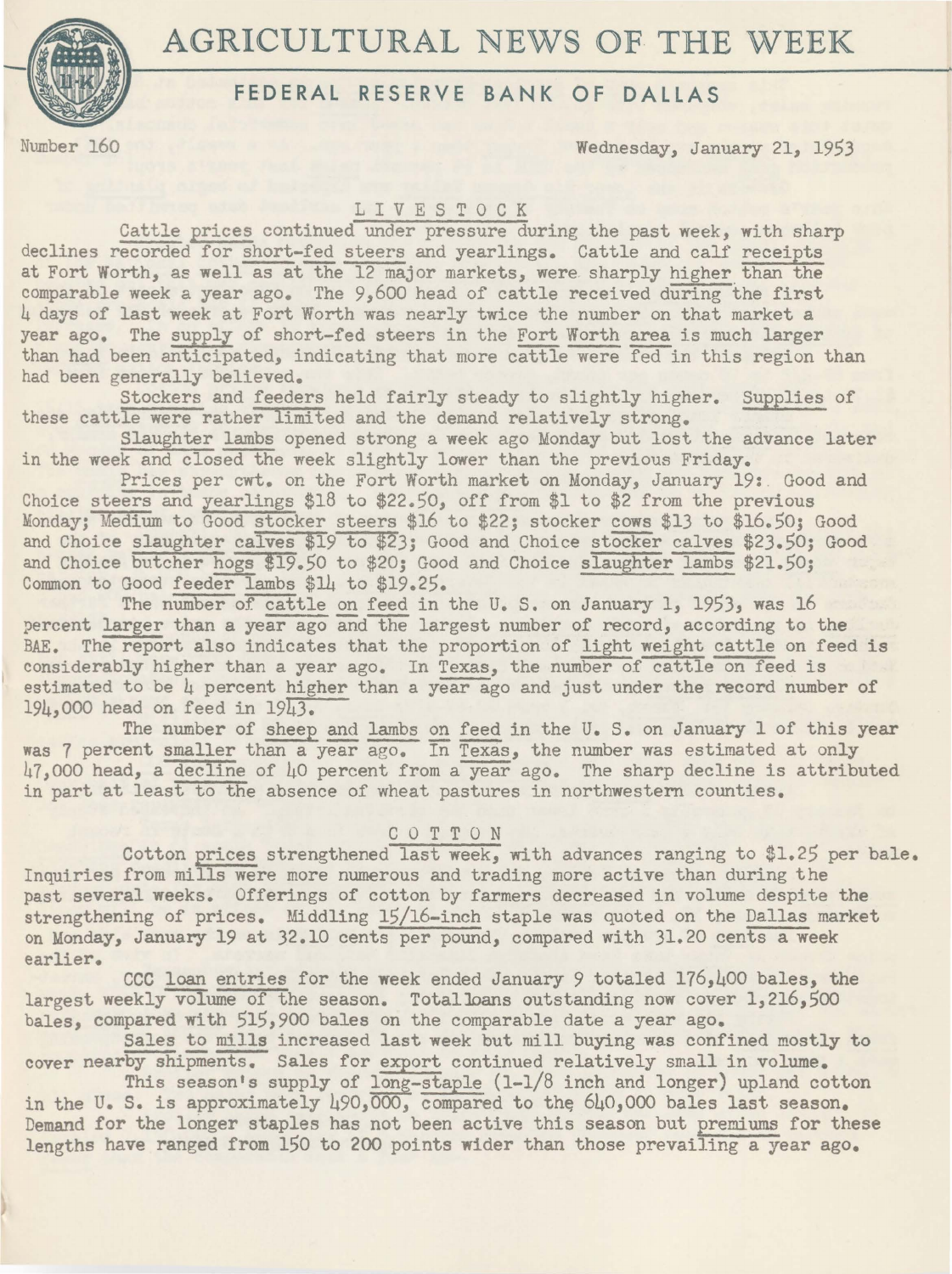# AGRICULTURAL NEWS OF THE WEEK

## FEDERAL RESERVE BANK OF DALLAS

Number 160 Wednesday, January 21, 1953

### LIVESTOCK

Cattle prices continued under pressure during the past week, with sharp declines recorded for short-fed steers and yearlings. Cattle and calf receipts at Fort Worth, as well as at the 12 major markets, were sharply higher than the comparable week a year ago. The 9,600 head of cattle received during the first 4 days of last week at Fort Worth was nearly twice the number on that market a year ago. The supply of short-fed steers in the Fort Worth area is much larger than had been anticipated, indicating that more cattle were fed in this region than had been generally believed.

Stockers and feeders held fairly steady to slightly higher. Supplies of these cattle were rather limited and the demand relatively strong.

Slaughter lambs opened strong a week ago Monday but lost the advance later in the week and closed the week slightly lower than the previous Friday.

Prices per cwt. on the Fort Worth market on Monday, January 19: Good and Choice steers and yearlings $18 to $22.50, off from $1 to $2 from the previous Monday; Medium to Good stocker steers $16 to $22; stocker cows $13 to $16.50; Good and Choice slaughter calves $19 to $23; Good and Choice stocker calves $23.50; Good and Choice butcher hogs $19.50 to $20; Good and Choice slaughter lambs $21.50; Common to Good feeder lambs $14 to $19.25.

The number of cattle on feed in the U. S. on January 1, 1953, was 16 percent larger than a year ago and the largest number of record, according to the BAE. The report also indicates that the proportion of light weight cattle on feed is considerably higher than a year ago. In Texas, the number of cattle on feed is estimated to be 4 percent higher than a year ago and just under the record number of 194,000 head on feed in 1943.

The number of sheep and lambs on feed in the U. S. on January 1 of this year was 7 percent smaller than a year ago. In Texas, the number was estimated at only 47,000 head, a decline of 40 percent from a year ago. The sharp decline is attributed in part at least to the absence of wheat pastures in northwestern counties.

### COTTON

Cotton prices strengthened last week, with advances ranging to $1.25 per bale. Inquiries from mills were more numerous and trading more active than during the past several weeks. Offerings of cotton by farmers decreased in volume despite the strengthening of prices. Middling 15/16-inch staple was quoted on the Dallas market on Monday, January 19 at 32.10 cents per pound, compared with 31.20 cents a week earlier.

CCC loan entries for the week ended January 9 totaled 176,400 bales, the largest weekly volume of the season. Total loans outstanding now cover 1,216,500 bales, compared with 515,900 bales on the comparable date a year ago.

Sales to mills increased last week but mill buying was confined mostly to cover nearby shipments. Sales for export continued relatively small in volume.

This season's supply of long-staple (1-1/8 inch and longer) upland cotton in the U. S. is approximately 490,000, compared to the 640,000 bales last season. Demand for the longer staples has not been active this season but premiums for these lengths have ranged from 150 to 200 points wider than those prevailing a year ago.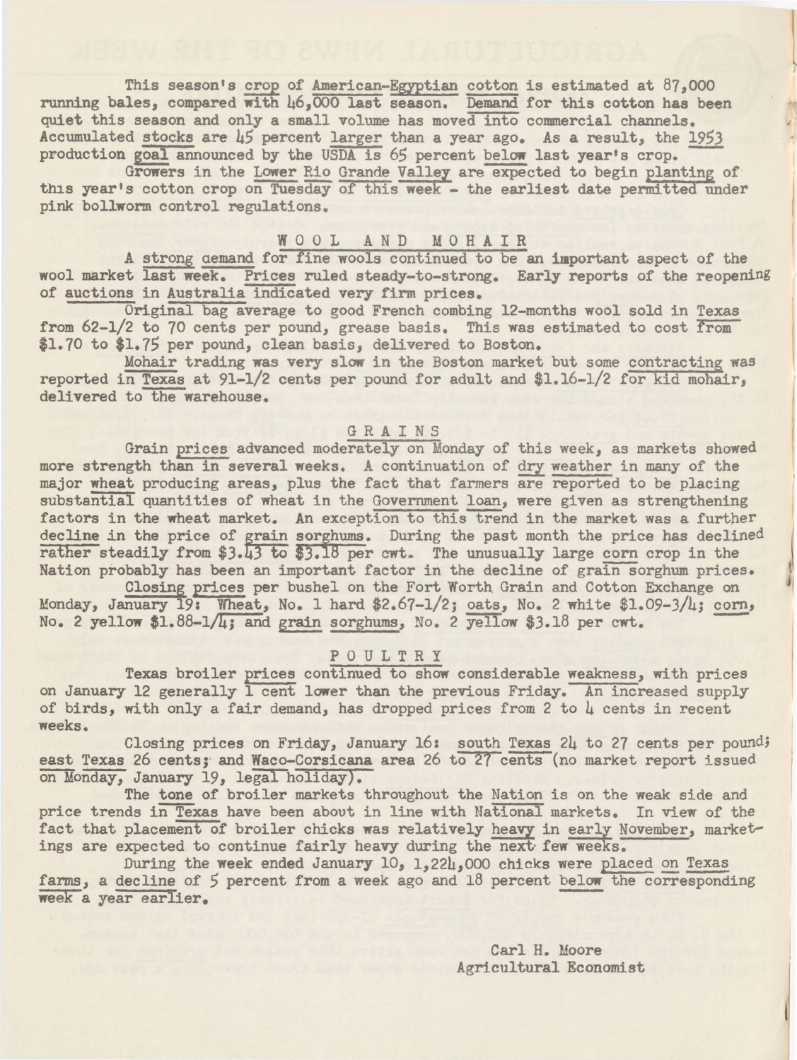This season's crop of American-Egyptian cotton is estimated at 87,000 running bales, compared with 46,000 last season. Demand for this cotton has been quiet this season and only a small volume has moved into commercial channels. Accumulated stocks are 45 percent larger than a year ago. As a result, the 1953 production goal announced by the USDA is 65 percent below last year's crop.

Growers in the Lower Rio Grande Valley are expected to begin planting of this year's cotton crop on Tuesday of this week - the earliest date permitted under pink bollworm control regulations.

## W O O L  A N D  M O H A I R

A strong demand for fine wools continued to be an important aspect of the wool market last week. Prices ruled steady-to-strong. Early reports of the reopening of auctions in Australia indicated very firm prices.

Original bag average to good French combing 12-months wool sold in Texas from 62-1/2 to 70 cents per pound, grease basis. This was estimated to cost from $1.70 to $1.75 per pound, clean basis, delivered to Boston.

Mohair trading was very slow in the Boston market but some contracting was reported in Texas at 91-1/2 cents per pound for adult and $1.16-1/2 for kid mohair, delivered to the warehouse.

## G R A I N S

Grain prices advanced moderately on Monday of this week, as markets showed more strength than in several weeks. A continuation of dry weather in many of the major wheat producing areas, plus the fact that farmers are reported to be placing substantial quantities of wheat in the Government loan, were given as strengthening factors in the wheat market. An exception to this trend in the market was a further decline in the price of grain sorghums. During the past month the price has declined rather steadily from $3.43 to $3.18 per cwt. The unusually large corn crop in the Nation probably has been an important factor in the decline of grain sorghum prices.

Closing prices per bushel on the Fort Worth Grain and Cotton Exchange on Monday, January 19: Wheat, No. 1 hard $2.67-1/2; oats, No. 2 white $1.09-3/4; corn, No. 2 yellow $1.88-1/4; and grain sorghums, No. 2 yellow $3.18 per cwt.

## P O U L T R Y

Texas broiler prices continued to show considerable weakness, with prices on January 12 generally 1 cent lower than the previous Friday. An increased supply of birds, with only a fair demand, has dropped prices from 2 to 4 cents in recent weeks.

Closing prices on Friday, January 16: south Texas 24 to 27 cents per pound; east Texas 26 cents; and Waco-Corsicana area 26 to 27 cents (no market report issued on Monday, January 19, legal holiday).

The tone of broiler markets throughout the Nation is on the weak side and price trends in Texas have been about in line with National markets. In view of the fact that placement of broiler chicks was relatively heavy in early November, marketings are expected to continue fairly heavy during the next few weeks.

During the week ended January 10, 1,224,000 chicks were placed on Texas farms, a decline of 5 percent from a week ago and 18 percent below the corresponding week a year earlier.

Carl H. Moore
Agricultural Economist